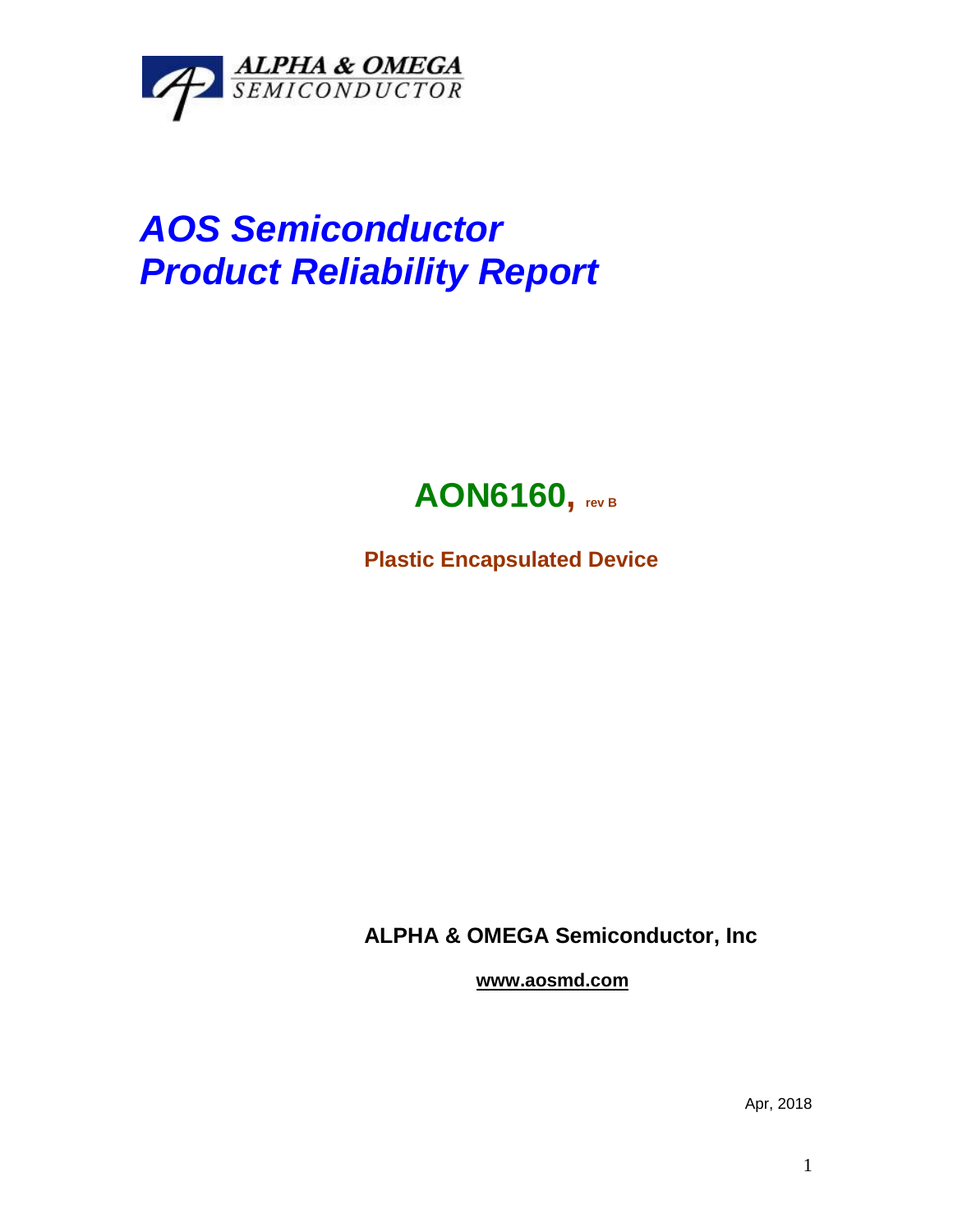ALPHA & OMEGA
SEMICONDUCTOR

# *AOS Semiconductor*
# *Product Reliability Report*

## **AON6160, rev B**

**Plastic Encapsulated Device**

**ALPHA & OMEGA Semiconductor, Inc**

**www.aosmd.com**

Apr, 2018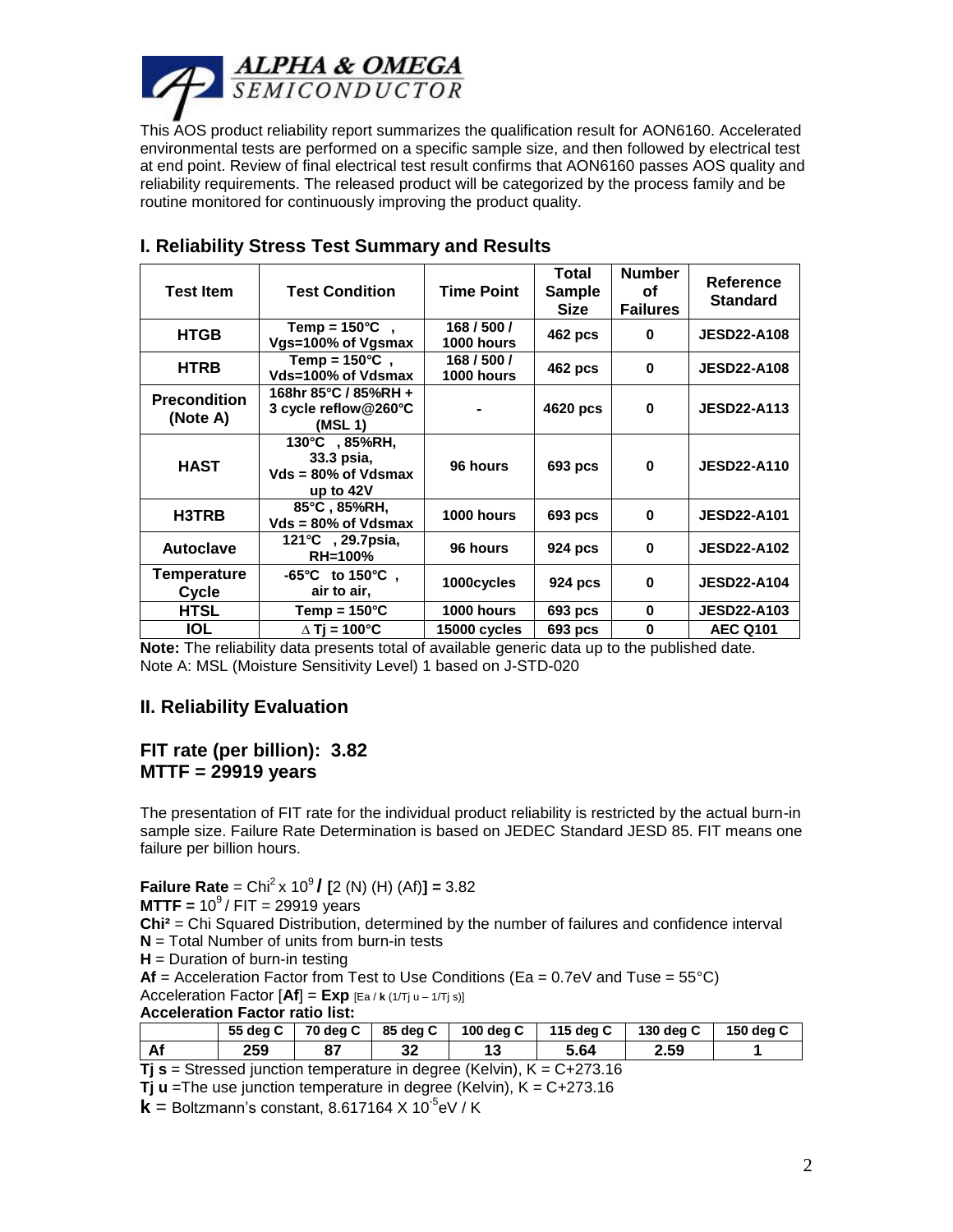ALPHA & OMEGA SEMICONDUCTOR

This AOS product reliability report summarizes the qualification result for AON6160. Accelerated environmental tests are performed on a specific sample size, and then followed by electrical test at end point. Review of final electrical test result confirms that AON6160 passes AOS quality and reliability requirements. The released product will be categorized by the process family and be routine monitored for continuously improving the product quality.

## I. Reliability Stress Test Summary and Results

| Test Item | Test Condition | Time Point | Total Sample Size | Number of Failures | Reference Standard |
|---|---|---|---|---|---|
| HTGB | Temp = 150°C , Vgs=100% of Vgsmax | 168 / 500 / 1000 hours | 462 pcs | 0 | JESD22-A108 |
| HTRB | Temp = 150°C , Vds=100% of Vdsmax | 168 / 500 / 1000 hours | 462 pcs | 0 | JESD22-A108 |
| Precondition (Note A) | 168hr 85°C / 85%RH + 3 cycle reflow@260°C (MSL 1) | - | 4620 pcs | 0 | JESD22-A113 |
| HAST | 130°C , 85%RH, 33.3 psia, Vds = 80% of Vdsmax up to 42V | 96 hours | 693 pcs | 0 | JESD22-A110 |
| H3TRB | 85°C , 85%RH, Vds = 80% of Vdsmax | 1000 hours | 693 pcs | 0 | JESD22-A101 |
| Autoclave | 121°C , 29.7psia, RH=100% | 96 hours | 924 pcs | 0 | JESD22-A102 |
| Temperature Cycle | -65°C to 150°C , air to air, | 1000cycles | 924 pcs | 0 | JESD22-A104 |
| HTSL | Temp = 150°C | 1000 hours | 693 pcs | 0 | JESD22-A103 |
| IOL | $\Delta$ Tj = 100°C | 15000 cycles | 693 pcs | 0 | AEC Q101 |

**Note:** The reliability data presents total of available generic data up to the published date.
Note A: MSL (Moisture Sensitivity Level) 1 based on J-STD-020

## II. Reliability Evaluation

### FIT rate (per billion): 3.82
### MTTF = 29919 years

The presentation of FIT rate for the individual product reliability is restricted by the actual burn-in sample size. Failure Rate Determination is based on JEDEC Standard JESD 85. FIT means one failure per billion hours.

**Failure Rate** = $Chi^2 \times 10^9$ **/ [**2 (N) (H) (Af)**] =** 3.82

**MTTF =** $10^9$ / FIT = 29919 years

**Chi²** = Chi Squared Distribution, determined by the number of failures and confidence interval

**N** = Total Number of units from burn-in tests

**H** = Duration of burn-in testing

**Af** = Acceleration Factor from Test to Use Conditions (Ea = 0.7eV and Tuse = 55°C)

Acceleration Factor [**Af**] = **Exp** [Ea / **k** (1/Tj u – 1/Tj s)]

**Acceleration Factor ratio list:**

| | 55 deg C | 70 deg C | 85 deg C | 100 deg C | 115 deg C | 130 deg C | 150 deg C |
|---|---|---|---|---|---|---|---|
| Af | 259 | 87 | 32 | 13 | 5.64 | 2.59 | 1 |

**Tj s** = Stressed junction temperature in degree (Kelvin), K = C+273.16

**Tj u** =The use junction temperature in degree (Kelvin), K = C+273.16

**k** = Boltzmann's constant, $8.617164 \times 10^{-5}$eV / K